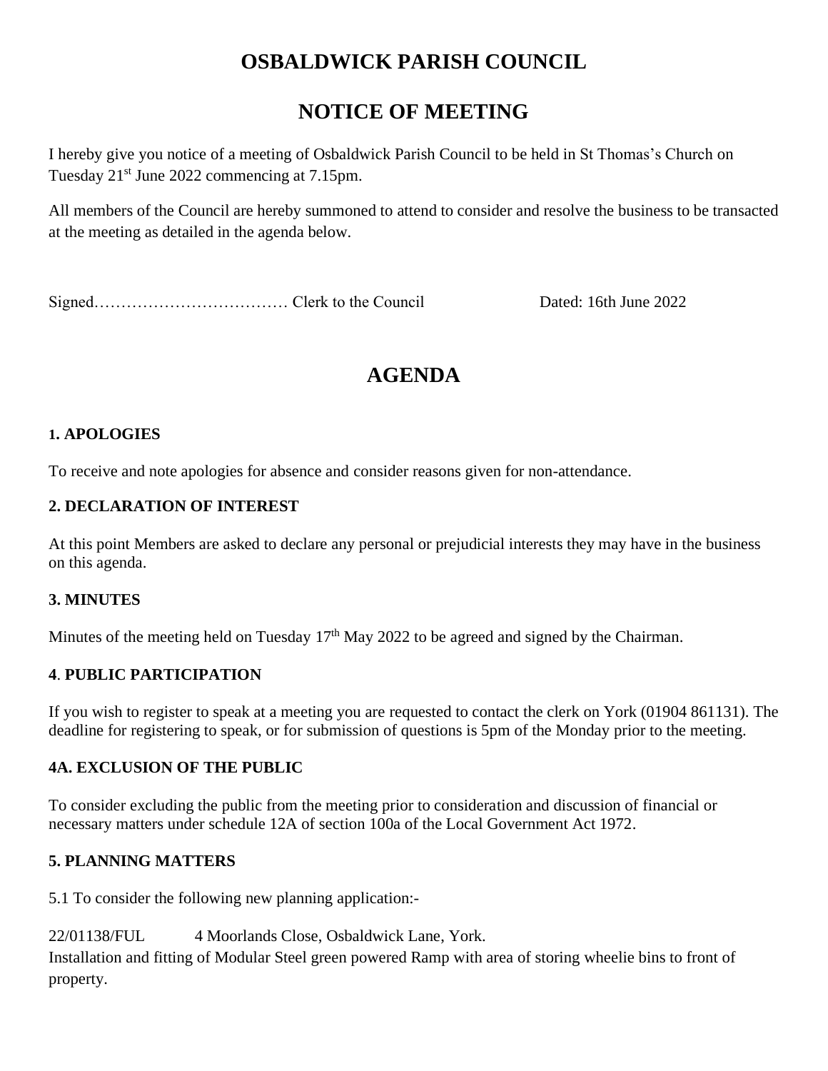# OSBALDWICK PARISH COUNCIL

## NOTICE OF MEETING

I hereby give you notice of a meeting of Osbaldwick Parish Council to be held in St Thomas's Church on Tuesday 21st June 2022 commencing at 7.15pm.

All members of the Council are hereby summoned to attend to consider and resolve the business to be transacted at the meeting as detailed in the agenda below.

Signed……………………………… Clerk to the Council Dated: 16th June 2022

## AGENDA

### 1. APOLOGIES

To receive and note apologies for absence and consider reasons given for non-attendance.

### 2. DECLARATION OF INTEREST

At this point Members are asked to declare any personal or prejudicial interests they may have in the business on this agenda.

### 3. MINUTES

Minutes of the meeting held on Tuesday 17th May 2022 to be agreed and signed by the Chairman.

### 4. PUBLIC PARTICIPATION

If you wish to register to speak at a meeting you are requested to contact the clerk on York (01904 861131). The deadline for registering to speak, or for submission of questions is 5pm of the Monday prior to the meeting.

### 4A. EXCLUSION OF THE PUBLIC

To consider excluding the public from the meeting prior to consideration and discussion of financial or necessary matters under schedule 12A of section 100a of the Local Government Act 1972.

### 5. PLANNING MATTERS

5.1 To consider the following new planning application:-

22/01138/FUL 4 Moorlands Close, Osbaldwick Lane, York.
Installation and fitting of Modular Steel green powered Ramp with area of storing wheelie bins to front of property.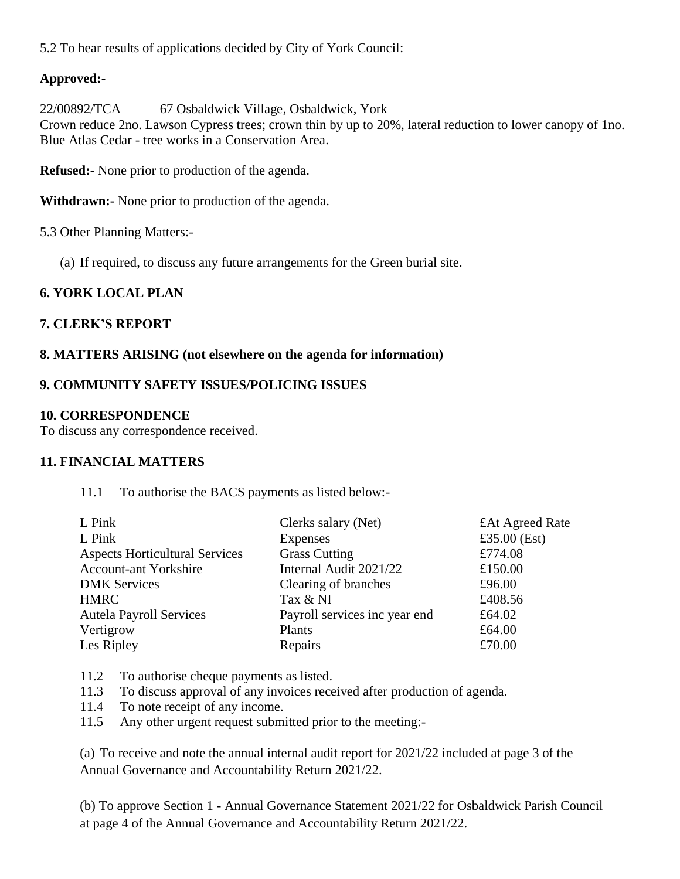5.2 To hear results of applications decided by City of York Council:

**Approved:-**

22/00892/TCA 67 Osbaldwick Village, Osbaldwick, York
Crown reduce 2no. Lawson Cypress trees; crown thin by up to 20%, lateral reduction to lower canopy of 1no. Blue Atlas Cedar - tree works in a Conservation Area.

**Refused:-** None prior to production of the agenda.

**Withdrawn:-** None prior to production of the agenda.

5.3 Other Planning Matters:-

(a) If required, to discuss any future arrangements for the Green burial site.

### 6. YORK LOCAL PLAN

### 7. CLERK'S REPORT

### 8. MATTERS ARISING (not elsewhere on the agenda for information)

### 9. COMMUNITY SAFETY ISSUES/POLICING ISSUES

### 10. CORRESPONDENCE

To discuss any correspondence received.

### 11. FINANCIAL MATTERS

11.1 To authorise the BACS payments as listed below:-

| | | |
|---|---|---|
| L Pink | Clerks salary (Net) | £At Agreed Rate |
| L Pink | Expenses | £35.00 (Est) |
| Aspects Horticultural Services | Grass Cutting | £774.08 |
| Account-ant Yorkshire | Internal Audit 2021/22 | £150.00 |
| DMK Services | Clearing of branches | £96.00 |
| HMRC | Tax & NI | £408.56 |
| Autela Payroll Services | Payroll services inc year end | £64.02 |
| Vertigrow | Plants | £64.00 |
| Les Ripley | Repairs | £70.00 |

11.2 To authorise cheque payments as listed.
11.3 To discuss approval of any invoices received after production of agenda.
11.4 To note receipt of any income.
11.5 Any other urgent request submitted prior to the meeting:-

(a) To receive and note the annual internal audit report for 2021/22 included at page 3 of the Annual Governance and Accountability Return 2021/22.

(b) To approve Section 1 - Annual Governance Statement 2021/22 for Osbaldwick Parish Council at page 4 of the Annual Governance and Accountability Return 2021/22.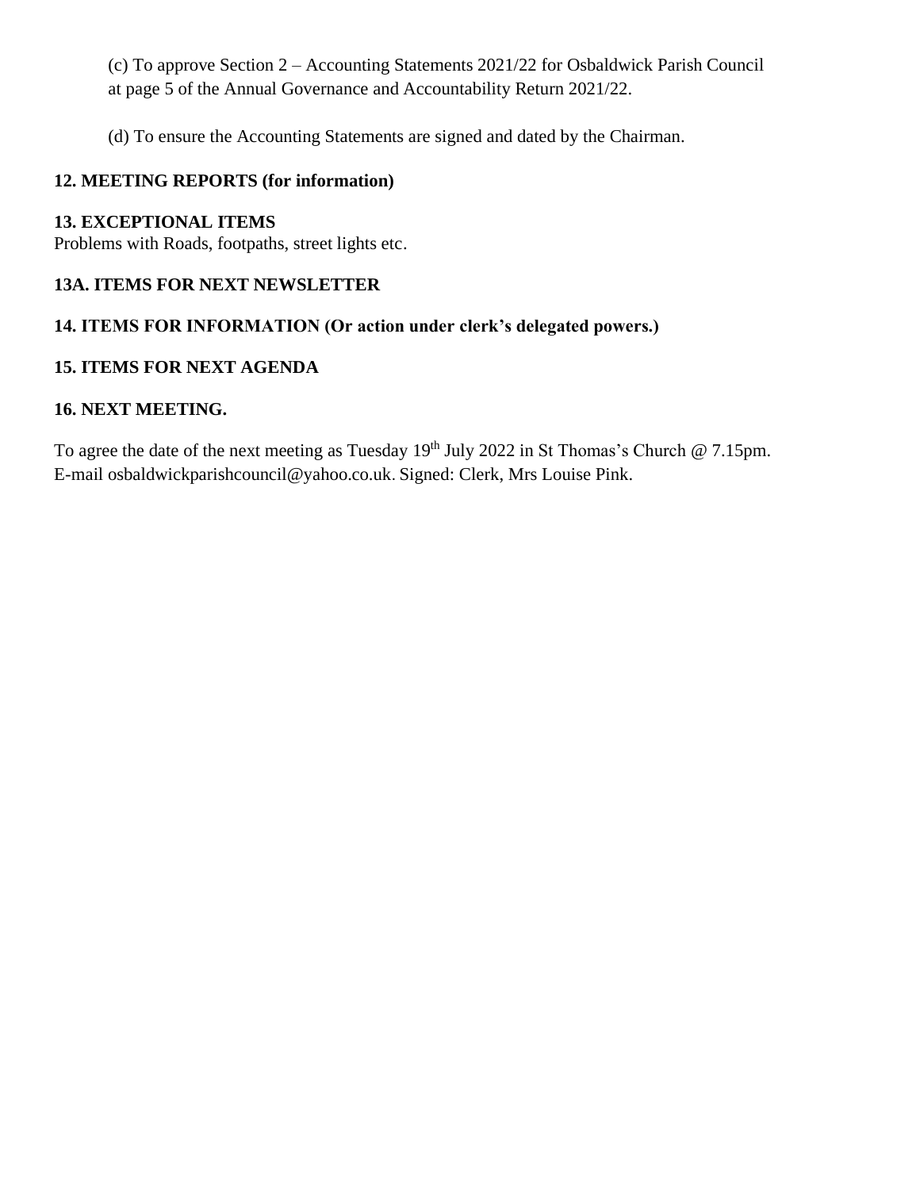(c) To approve Section 2 – Accounting Statements 2021/22 for Osbaldwick Parish Council at page 5 of the Annual Governance and Accountability Return 2021/22.

(d) To ensure the Accounting Statements are signed and dated by the Chairman.

**12. MEETING REPORTS (for information)**

**13. EXCEPTIONAL ITEMS**
Problems with Roads, footpaths, street lights etc.

**13A. ITEMS FOR NEXT NEWSLETTER**

**14. ITEMS FOR INFORMATION (Or action under clerk's delegated powers.)**

**15. ITEMS FOR NEXT AGENDA**

**16. NEXT MEETING.**

To agree the date of the next meeting as Tuesday 19th July 2022 in St Thomas's Church @ 7.15pm.
E-mail osbaldwickparishcouncil@yahoo.co.uk. Signed: Clerk, Mrs Louise Pink.